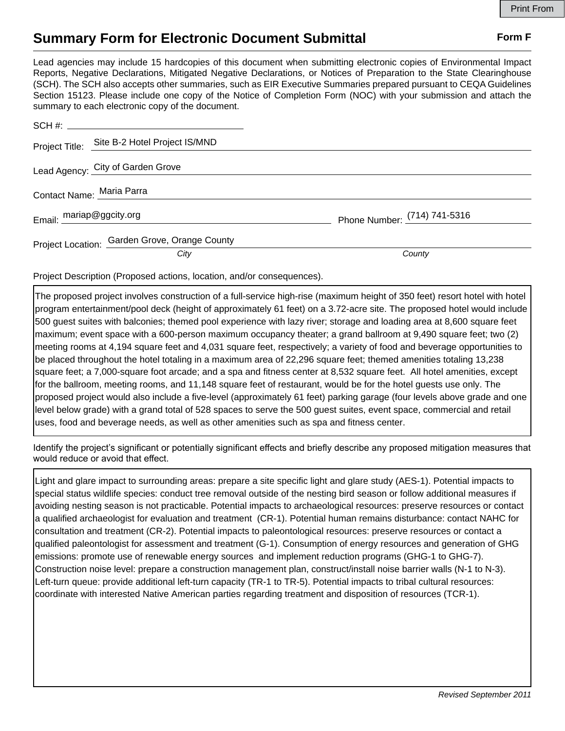# Summary Form for Electronic Document Submittal

**Form F**

Lead agencies may include 15 hardcopies of this document when submitting electronic copies of Environmental Impact Reports, Negative Declarations, Mitigated Negative Declarations, or Notices of Preparation to the State Clearinghouse (SCH). The SCH also accepts other summaries, such as EIR Executive Summaries prepared pursuant to CEQA Guidelines Section 15123. Please include one copy of the Notice of Completion Form (NOC) with your submission and attach the summary to each electronic copy of the document.

SCH #: ____________________

Project Title: Site B-2 Hotel Project IS/MND

Lead Agency: City of Garden Grove

Contact Name: Maria Parra

Email: mariap@ggcity.org

Phone Number: (714) 741-5316

Project Location: Garden Grove, Orange County

*City* *County*

Project Description (Proposed actions, location, and/or consequences).

The proposed project involves construction of a full-service high-rise (maximum height of 350 feet) resort hotel with hotel program entertainment/pool deck (height of approximately 61 feet) on a 3.72-acre site. The proposed hotel would include 500 guest suites with balconies; themed pool experience with lazy river; storage and loading area at 8,600 square feet maximum; event space with a 600-person maximum occupancy theater; a grand ballroom at 9,490 square feet; two (2) meeting rooms at 4,194 square feet and 4,031 square feet, respectively; a variety of food and beverage opportunities to be placed throughout the hotel totaling in a maximum area of 22,296 square feet; themed amenities totaling 13,238 square feet; a 7,000-square foot arcade; and a spa and fitness center at 8,532 square feet. All hotel amenities, except for the ballroom, meeting rooms, and 11,148 square feet of restaurant, would be for the hotel guests use only. The proposed project would also include a five-level (approximately 61 feet) parking garage (four levels above grade and one level below grade) with a grand total of 528 spaces to serve the 500 guest suites, event space, commercial and retail uses, food and beverage needs, as well as other amenities such as spa and fitness center.

Identify the project's significant or potentially significant effects and briefly describe any proposed mitigation measures that would reduce or avoid that effect.

Light and glare impact to surrounding areas: prepare a site specific light and glare study (AES-1). Potential impacts to special status wildlife species: conduct tree removal outside of the nesting bird season or follow additional measures if avoiding nesting season is not practicable. Potential impacts to archaeological resources: preserve resources or contact a qualified archaeologist for evaluation and treatment (CR-1). Potential human remains disturbance: contact NAHC for consultation and treatment (CR-2). Potential impacts to paleontological resources: preserve resources or contact a qualified paleontologist for assessment and treatment (G-1). Consumption of energy resources and generation of GHG emissions: promote use of renewable energy sources and implement reduction programs (GHG-1 to GHG-7). Construction noise level: prepare a construction management plan, construct/install noise barrier walls (N-1 to N-3). Left-turn queue: provide additional left-turn capacity (TR-1 to TR-5). Potential impacts to tribal cultural resources: coordinate with interested Native American parties regarding treatment and disposition of resources (TCR-1).

*Revised September 2011*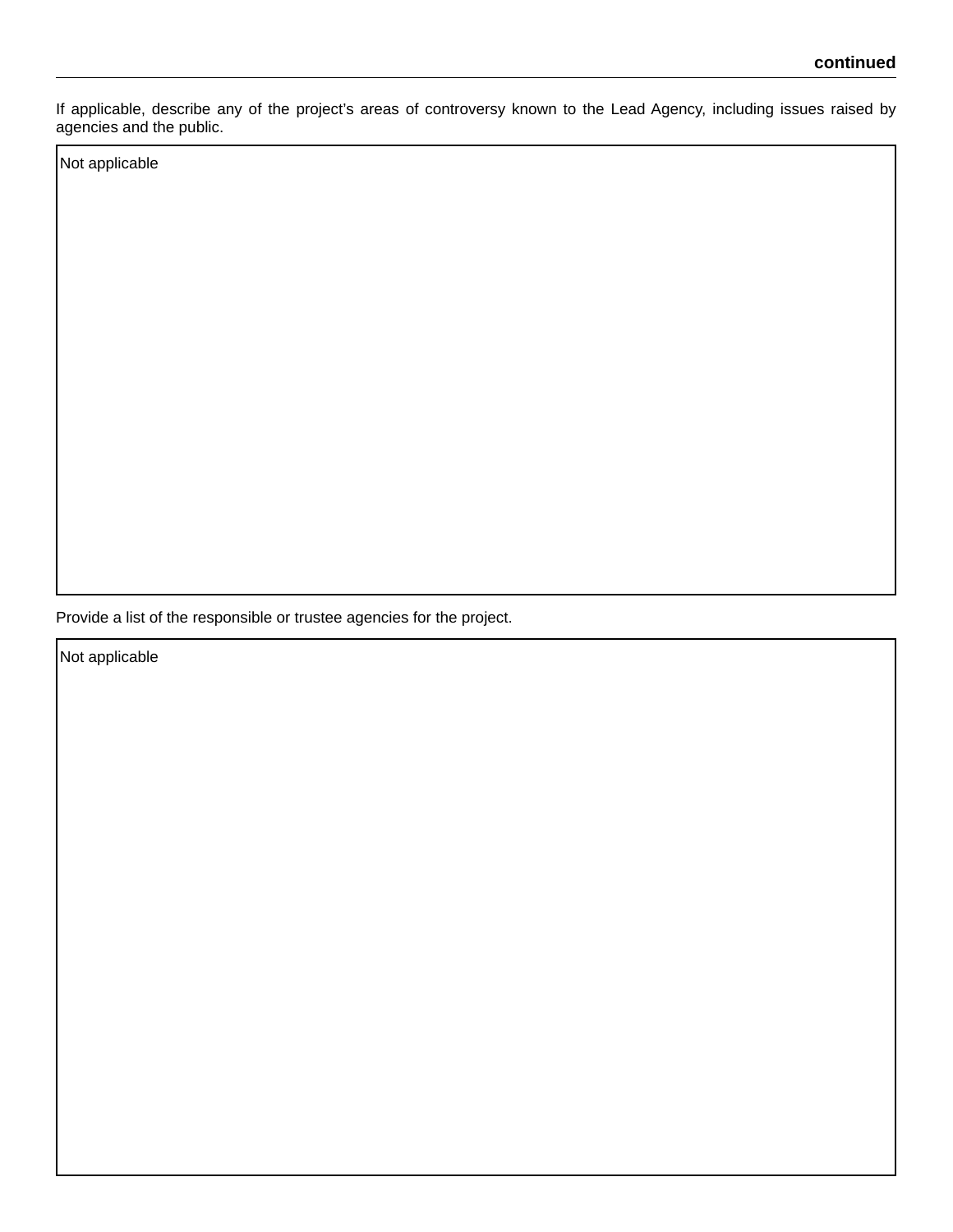**continued**

If applicable, describe any of the project's areas of controversy known to the Lead Agency, including issues raised by agencies and the public.

Not applicable

Provide a list of the responsible or trustee agencies for the project.

Not applicable